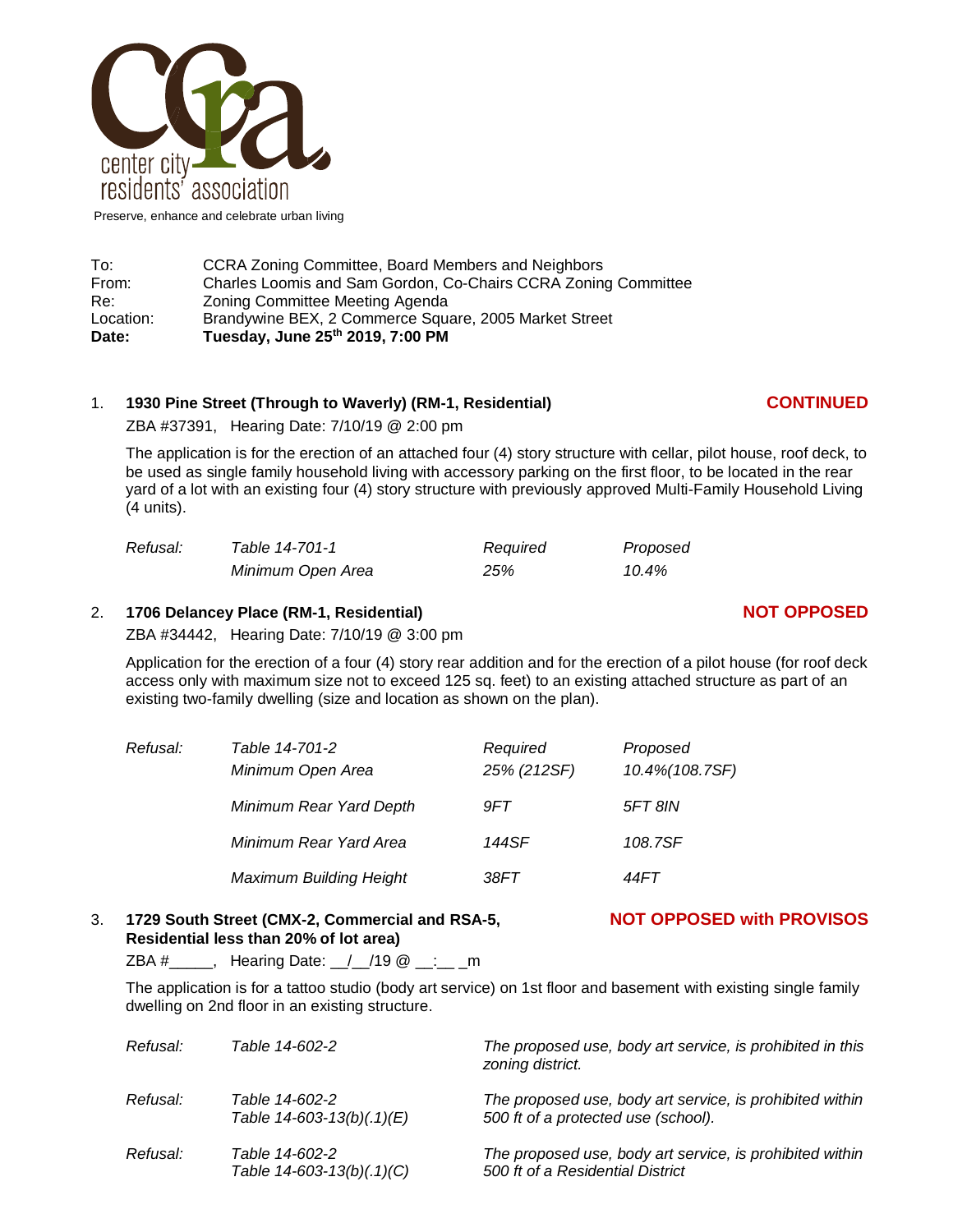center city residents' association

Preserve, enhance and celebrate urban living

To: CCRA Zoning Committee, Board Members and Neighbors
From: Charles Loomis and Sam Gordon, Co-Chairs CCRA Zoning Committee
Re: Zoning Committee Meeting Agenda
Location: Brandywine BEX, 2 Commerce Square, 2005 Market Street
**Date: Tuesday, June 25th 2019, 7:00 PM**

1. **1930 Pine Street (Through to Waverly) (RM-1, Residential)** **CONTINUED**

   ZBA #37391, Hearing Date: 7/10/19 @ 2:00 pm

   The application is for the erection of an attached four (4) story structure with cellar, pilot house, roof deck, to be used as single family household living with accessory parking on the first floor, to be located in the rear yard of a lot with an existing four (4) story structure with previously approved Multi-Family Household Living (4 units).

   | *Refusal:* | *Table 14-701-1* | *Required* | *Proposed* |
   |---|---|---|---|
   | | *Minimum Open Area* | *25%* | *10.4%* |

2. **1706 Delancey Place (RM-1, Residential)** **NOT OPPOSED**

   ZBA #34442, Hearing Date: 7/10/19 @ 3:00 pm

   Application for the erection of a four (4) story rear addition and for the erection of a pilot house (for roof deck access only with maximum size not to exceed 125 sq. feet) to an existing attached structure as part of an existing two-family dwelling (size and location as shown on the plan).

   | *Refusal:* | *Table 14-701-2* | *Required* | *Proposed* |
   |---|---|---|---|
   | | *Minimum Open Area* | *25% (212SF)* | *10.4%(108.7SF)* |
   | | *Minimum Rear Yard Depth* | *9FT* | *5FT 8IN* |
   | | *Minimum Rear Yard Area* | *144SF* | *108.7SF* |
   | | *Maximum Building Height* | *38FT* | *44FT* |

3. **1729 South Street (CMX-2, Commercial and RSA-5, Residential less than 20% of lot area)** **NOT OPPOSED with PROVISOS**

   ZBA #_____, Hearing Date: __/__/19 @ __:__ _m

   The application is for a tattoo studio (body art service) on 1st floor and basement with existing single family dwelling on 2nd floor in an existing structure.

   | | | |
   |---|---|---|
   | *Refusal:* | *Table 14-602-2* | *The proposed use, body art service, is prohibited in this zoning district.* |
   | *Refusal:* | *Table 14-602-2*<br>*Table 14-603-13(b)(.1)(E)* | *The proposed use, body art service, is prohibited within 500 ft of a protected use (school).* |
   | *Refusal:* | *Table 14-602-2*<br>*Table 14-603-13(b)(.1)(C)* | *The proposed use, body art service, is prohibited within 500 ft of a Residential District* |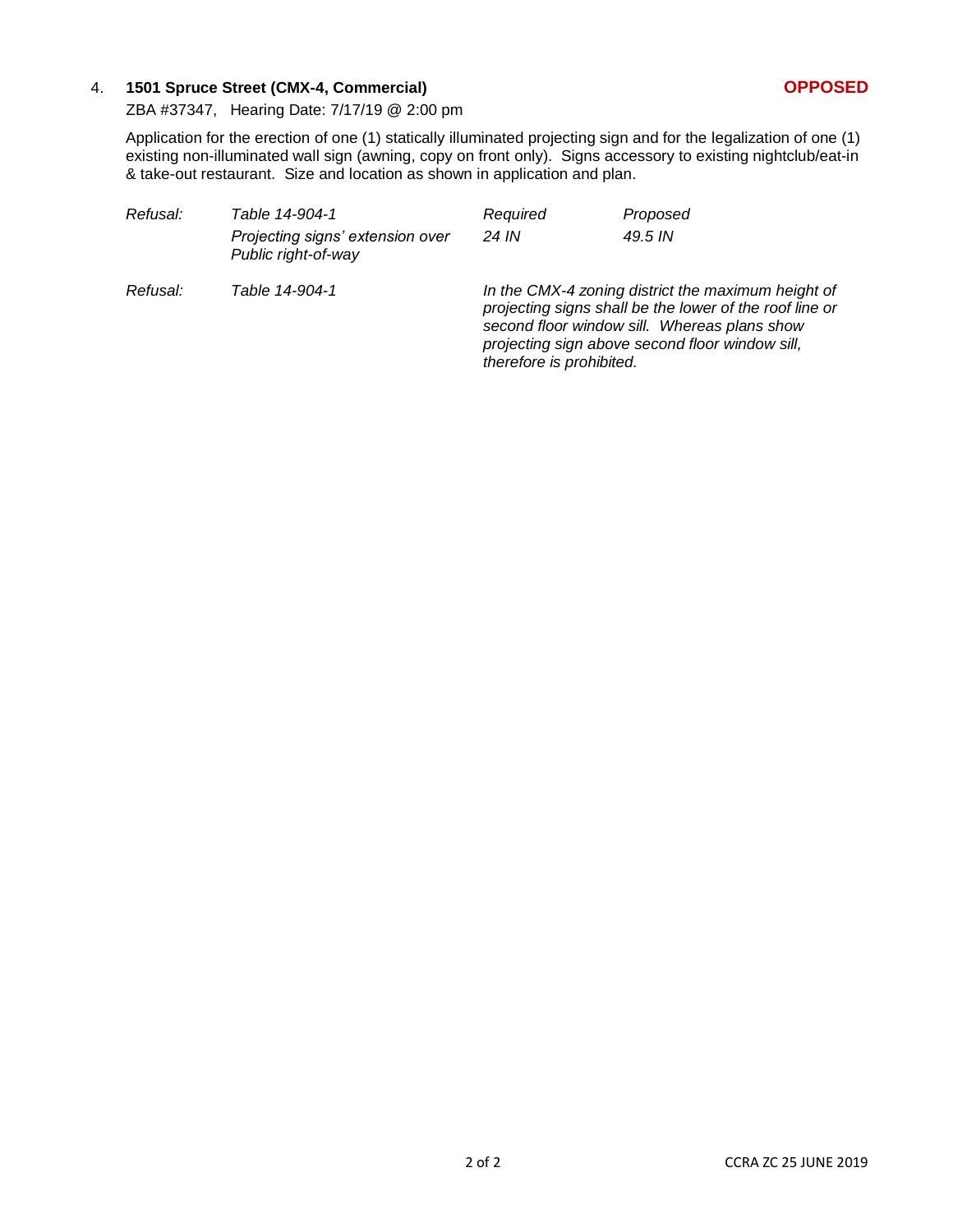4. **1501 Spruce Street (CMX-4, Commercial)** **OPPOSED**

ZBA #37347, Hearing Date: 7/17/19 @ 2:00 pm

Application for the erection of one (1) statically illuminated projecting sign and for the legalization of one (1) existing non-illuminated wall sign (awning, copy on front only). Signs accessory to existing nightclub/eat-in & take-out restaurant. Size and location as shown in application and plan.

| | | | |
|---|---|---|---|
| *Refusal:* | *Table 14-904-1* | *Required* | *Proposed* |
| | *Projecting signs' extension over Public right-of-way* | *24 IN* | *49.5 IN* |
| *Refusal:* | *Table 14-904-1* | *In the CMX-4 zoning district the maximum height of projecting signs shall be the lower of the roof line or second floor window sill. Whereas plans show projecting sign above second floor window sill, therefore is prohibited.* | |